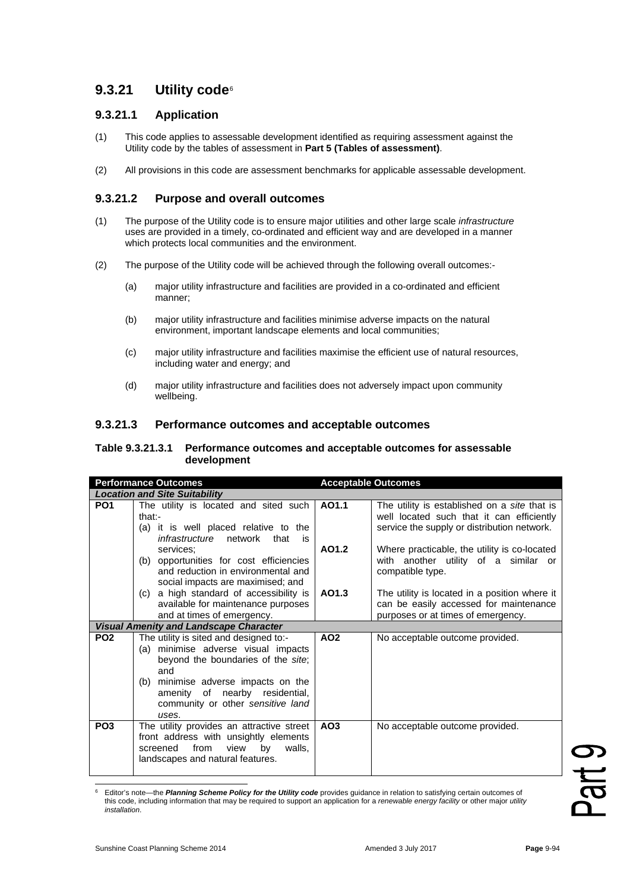## 9.3.21 Utility code[6]

### 9.3.21.1 Application

(1) This code applies to assessable development identified as requiring assessment against the Utility code by the tables of assessment in **Part 5 (Tables of assessment)**.

(2) All provisions in this code are assessment benchmarks for applicable assessable development.

### 9.3.21.2 Purpose and overall outcomes

(1) The purpose of the Utility code is to ensure major utilities and other large scale *infrastructure* uses are provided in a timely, co-ordinated and efficient way and are developed in a manner which protects local communities and the environment.

(2) The purpose of the Utility code will be achieved through the following overall outcomes:-

- (a) major utility infrastructure and facilities are provided in a co-ordinated and efficient manner;
- (b) major utility infrastructure and facilities minimise adverse impacts on the natural environment, important landscape elements and local communities;
- (c) major utility infrastructure and facilities maximise the efficient use of natural resources, including water and energy; and
- (d) major utility infrastructure and facilities does not adversely impact upon community wellbeing.

### 9.3.21.3 Performance outcomes and acceptable outcomes

**Table 9.3.21.3.1 Performance outcomes and acceptable outcomes for assessable development**

| Performance Outcomes | | Acceptable Outcomes | |
|---|---|---|---|
| ***Location and Site Suitability*** | | | |
| **PO1** | The utility is located and sited such that:-<br>(a) it is well placed relative to the *infrastructure* network that is services;<br>(b) opportunities for cost efficiencies and reduction in environmental and social impacts are maximised; and<br>(c) a high standard of accessibility is available for maintenance purposes and at times of emergency. | **AO1.1** | The utility is established on a *site* that is well located such that it can efficiently service the supply or distribution network. |
| | | **AO1.2** | Where practicable, the utility is co-located with another utility of a similar or compatible type. |
| | | **AO1.3** | The utility is located in a position where it can be easily accessed for maintenance purposes or at times of emergency. |
| ***Visual Amenity and Landscape Character*** | | | |
| **PO2** | The utility is sited and designed to:-<br>(a) minimise adverse visual impacts beyond the boundaries of the *site*; and<br>(b) minimise adverse impacts on the amenity of nearby residential, community or other *sensitive land uses*. | **AO2** | No acceptable outcome provided. |
| **PO3** | The utility provides an attractive street front address with unsightly elements screened from view by walls, landscapes and natural features. | **AO3** | No acceptable outcome provided. |

[6] Editor's note—the ***Planning Scheme Policy for the Utility code*** provides guidance in relation to satisfying certain outcomes of this code, including information that may be required to support an application for a *renewable energy facility* or other major *utility installation*.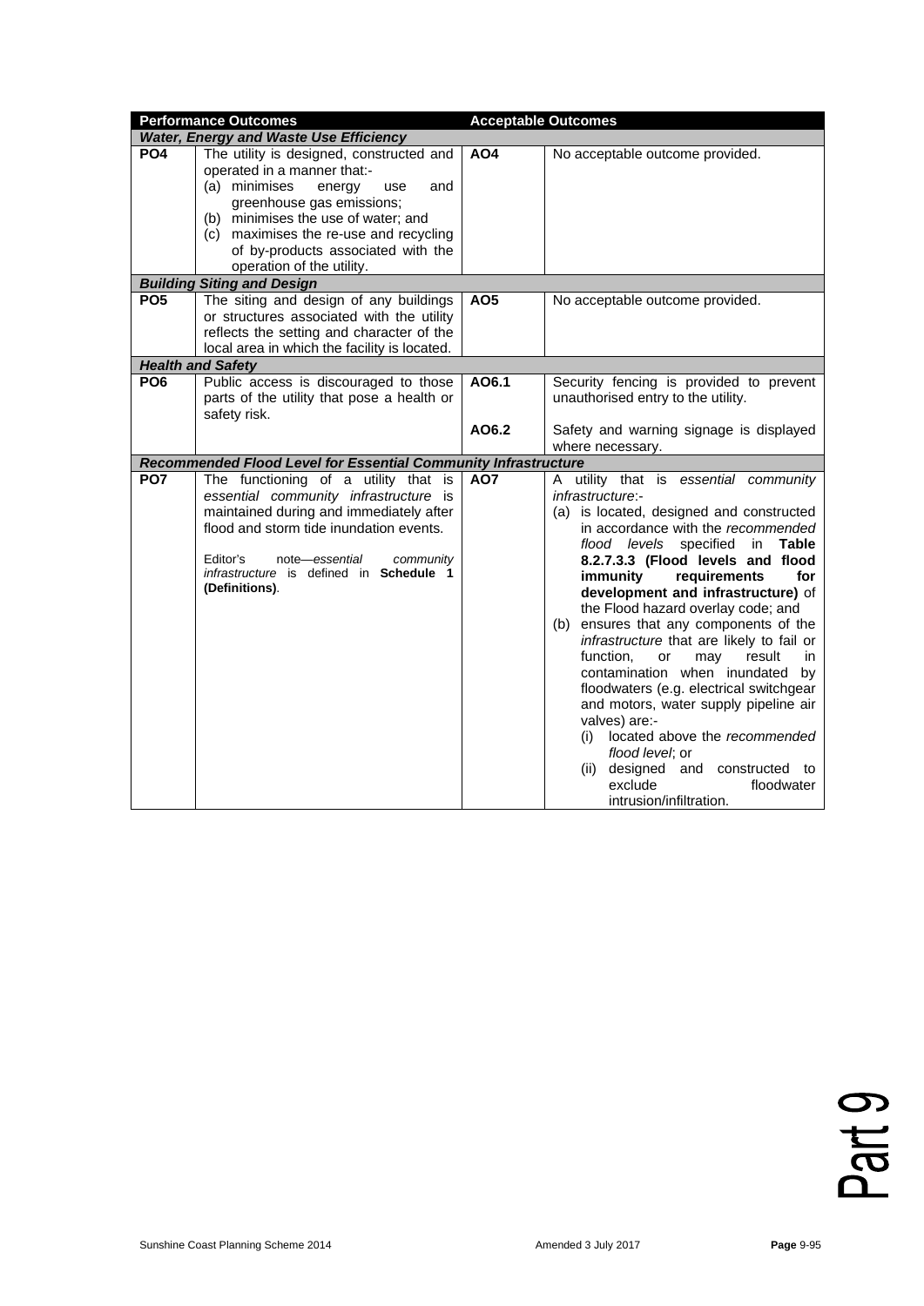| Performance Outcomes | | Acceptable Outcomes | |
|---|---|---|---|
| ***Water, Energy and Waste Use Efficiency*** | | | |
| **PO4** | The utility is designed, constructed and operated in a manner that:-<br>(a) minimises energy use and greenhouse gas emissions;<br>(b) minimises the use of water; and<br>(c) maximises the re-use and recycling of by-products associated with the operation of the utility. | **AO4** | No acceptable outcome provided. |
| ***Building Siting and Design*** | | | |
| **PO5** | The siting and design of any buildings or structures associated with the utility reflects the setting and character of the local area in which the facility is located. | **AO5** | No acceptable outcome provided. |
| ***Health and Safety*** | | | |
| **PO6** | Public access is discouraged to those parts of the utility that pose a health or safety risk. | **AO6.1** | Security fencing is provided to prevent unauthorised entry to the utility. |
| | | **AO6.2** | Safety and warning signage is displayed where necessary. |
| ***Recommended Flood Level for Essential Community Infrastructure*** | | | |
| **PO7** | The functioning of a utility that is *essential community infrastructure* is maintained during and immediately after flood and storm tide inundation events.<br><br>Editor's note—*essential community infrastructure* is defined in **Schedule 1 (Definitions)**. | **AO7** | A utility that is *essential community infrastructure*:-<br>(a) is located, designed and constructed in accordance with the *recommended flood levels* specified in **Table 8.2.7.3.3 (Flood levels and flood immunity requirements for development and infrastructure)** of the Flood hazard overlay code; and<br>(b) ensures that any components of the *infrastructure* that are likely to fail or function, or may result in contamination when inundated by floodwaters (e.g. electrical switchgear and motors, water supply pipeline air valves) are:-<br>(i) located above the *recommended flood level*; or<br>(ii) designed and constructed to exclude floodwater intrusion/infiltration. |